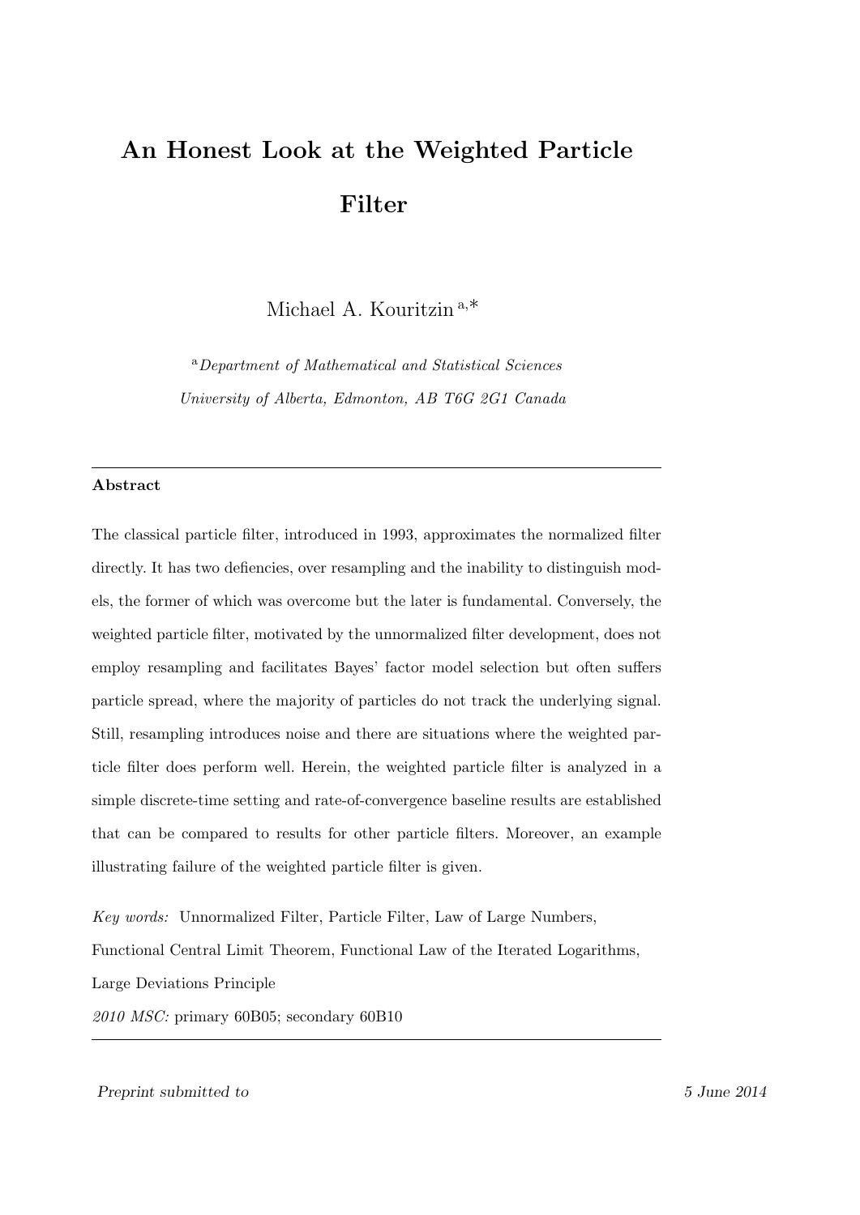# An Honest Look at the Weighted Particle Filter

Michael A. Kouritzin [a,*]

[a] *Department of Mathematical and Statistical Sciences*
*University of Alberta, Edmonton, AB T6G 2G1 Canada*

---

**Abstract**

The classical particle filter, introduced in 1993, approximates the normalized filter directly. It has two defiencies, over resampling and the inability to distinguish models, the former of which was overcome but the later is fundamental. Conversely, the weighted particle filter, motivated by the unnormalized filter development, does not employ resampling and facilitates Bayes' factor model selection but often suffers particle spread, where the majority of particles do not track the underlying signal. Still, resampling introduces noise and there are situations where the weighted particle filter does perform well. Herein, the weighted particle filter is analyzed in a simple discrete-time setting and rate-of-convergence baseline results are established that can be compared to results for other particle filters. Moreover, an example illustrating failure of the weighted particle filter is given.

*Key words:* Unnormalized Filter, Particle Filter, Law of Large Numbers, Functional Central Limit Theorem, Functional Law of the Iterated Logarithms, Large Deviations Principle

*2010 MSC:* primary 60B05; secondary 60B10

---

*Preprint submitted to* *5 June 2014*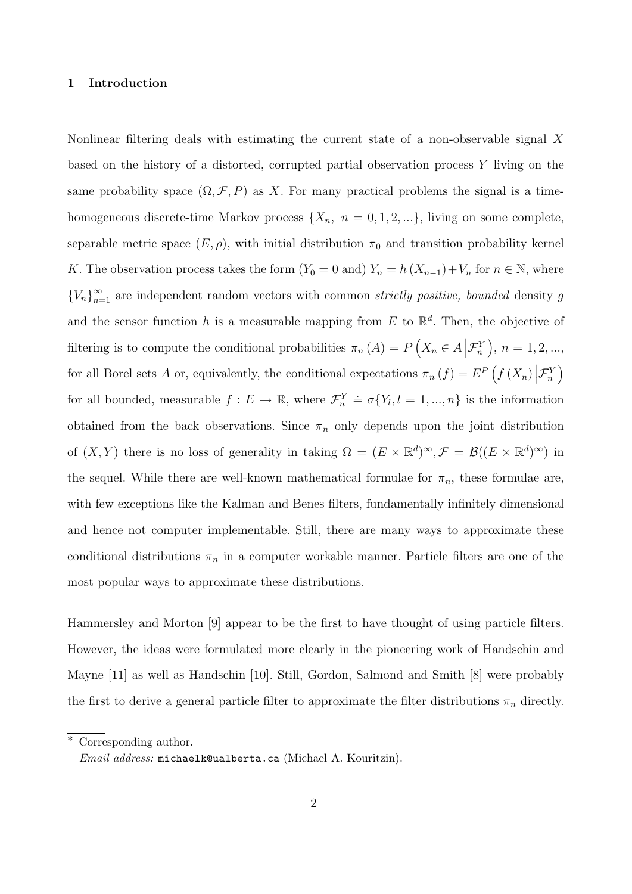## 1 Introduction

Nonlinear filtering deals with estimating the current state of a non-observable signal $X$ based on the history of a distorted, corrupted partial observation process $Y$ living on the same probability space $(\Omega, \mathcal{F}, P)$ as $X$. For many practical problems the signal is a time-homogeneous discrete-time Markov process $\{X_n,\ n = 0, 1, 2, ...\}$, living on some complete, separable metric space $(E, \rho)$, with initial distribution $\pi_0$ and transition probability kernel $K$. The observation process takes the form ($Y_0 = 0$ and) $Y_n = h(X_{n-1}) + V_n$ for $n \in \mathbb{N}$, where $\{V_n\}_{n=1}^{\infty}$ are independent random vectors with common *strictly positive, bounded* density $g$ and the sensor function $h$ is a measurable mapping from $E$ to $\mathbb{R}^d$. Then, the objective of filtering is to compute the conditional probabilities $\pi_n(A) = P\left(X_n \in A \middle| \mathcal{F}_n^Y\right)$, $n = 1, 2, ...$, for all Borel sets $A$ or, equivalently, the conditional expectations $\pi_n(f) = E^P\left(f(X_n) \middle| \mathcal{F}_n^Y\right)$ for all bounded, measurable $f : E \to \mathbb{R}$, where $\mathcal{F}_n^Y \doteq \sigma\{Y_l, l = 1, ..., n\}$ is the information obtained from the back observations. Since $\pi_n$ only depends upon the joint distribution of $(X, Y)$ there is no loss of generality in taking $\Omega = (E \times \mathbb{R}^d)^\infty, \mathcal{F} = \mathcal{B}((E \times \mathbb{R}^d)^\infty)$ in the sequel. While there are well-known mathematical formulae for $\pi_n$, these formulae are, with few exceptions like the Kalman and Benes filters, fundamentally infinitely dimensional and hence not computer implementable. Still, there are many ways to approximate these conditional distributions $\pi_n$ in a computer workable manner. Particle filters are one of the most popular ways to approximate these distributions.

Hammersley and Morton [9] appear to be the first to have thought of using particle filters. However, the ideas were formulated more clearly in the pioneering work of Handschin and Mayne [11] as well as Handschin [10]. Still, Gordon, Salmond and Smith [8] were probably the first to derive a general particle filter to approximate the filter distributions $\pi_n$ directly.

---

[*] Corresponding author.
*Email address:* michaelk@ualberta.ca (Michael A. Kouritzin).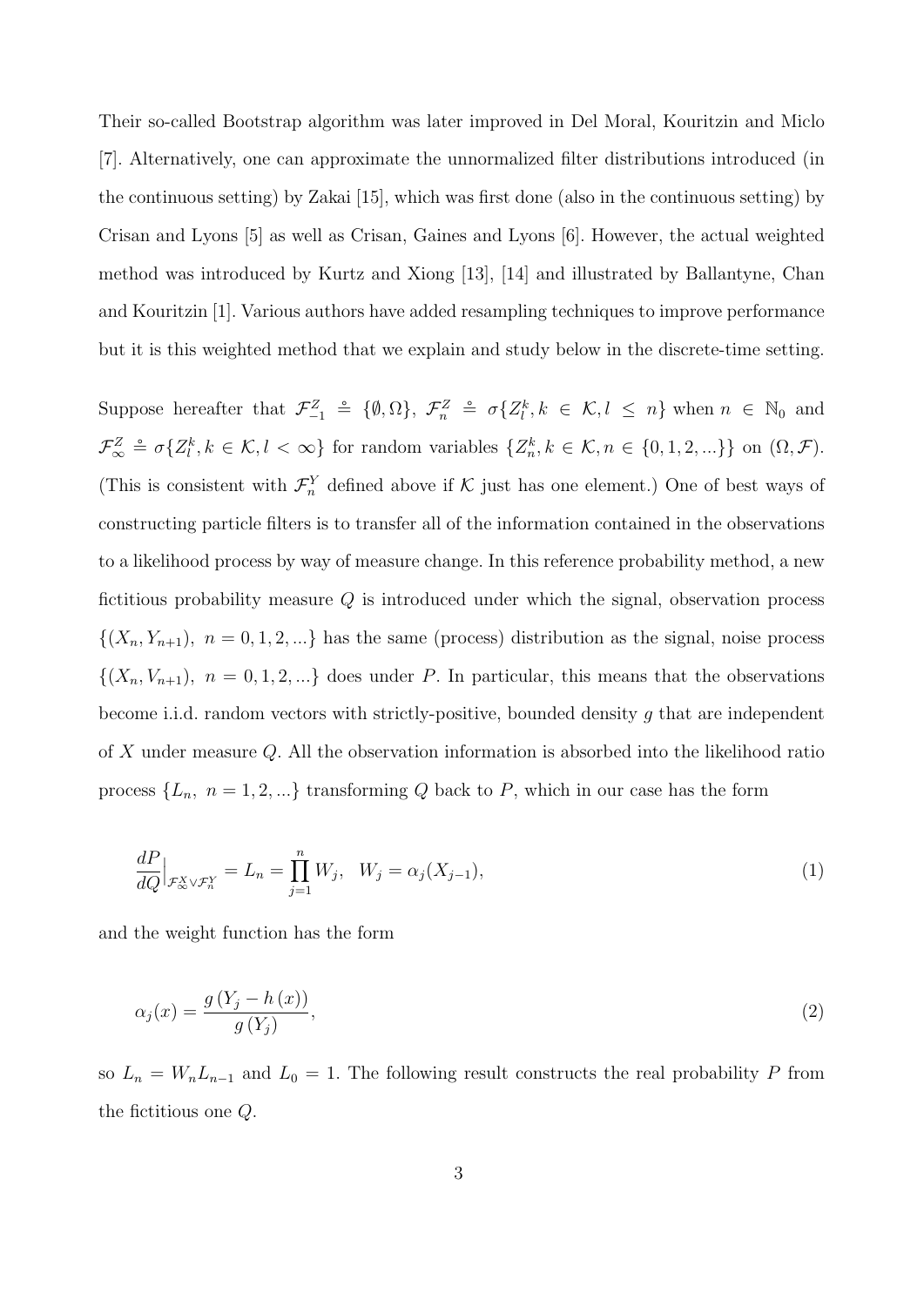Their so-called Bootstrap algorithm was later improved in Del Moral, Kouritzin and Miclo [7]. Alternatively, one can approximate the unnormalized filter distributions introduced (in the continuous setting) by Zakai [15], which was first done (also in the continuous setting) by Crisan and Lyons [5] as well as Crisan, Gaines and Lyons [6]. However, the actual weighted method was introduced by Kurtz and Xiong [13], [14] and illustrated by Ballantyne, Chan and Kouritzin [1]. Various authors have added resampling techniques to improve performance but it is this weighted method that we explain and study below in the discrete-time setting.

Suppose hereafter that $\mathcal{F}_{-1}^Z \doteq \{\emptyset, \Omega\}$, $\mathcal{F}_n^Z \doteq \sigma\{Z_l^k, k \in \mathcal{K}, l \leq n\}$ when $n \in \mathbb{N}_0$ and $\mathcal{F}_\infty^Z \doteq \sigma\{Z_l^k, k \in \mathcal{K}, l < \infty\}$ for random variables $\{Z_n^k, k \in \mathcal{K}, n \in \{0,1,2,...\}\}$ on $(\Omega, \mathcal{F})$. (This is consistent with $\mathcal{F}_n^Y$ defined above if $\mathcal{K}$ just has one element.) One of best ways of constructing particle filters is to transfer all of the information contained in the observations to a likelihood process by way of measure change. In this reference probability method, a new fictitious probability measure $Q$ is introduced under which the signal, observation process $\{(X_n, Y_{n+1}),\ n = 0,1,2,...\}$ has the same (process) distribution as the signal, noise process $\{(X_n, V_{n+1}),\ n = 0,1,2,...\}$ does under $P$. In particular, this means that the observations become i.i.d. random vectors with strictly-positive, bounded density $g$ that are independent of $X$ under measure $Q$. All the observation information is absorbed into the likelihood ratio process $\{L_n,\ n = 1,2,...\}$ transforming $Q$ back to $P$, which in our case has the form

$$\frac{dP}{dQ}\Big|_{\mathcal{F}_\infty^X \vee \mathcal{F}_n^Y} = L_n = \prod_{j=1}^n W_j, \quad W_j = \alpha_j(X_{j-1}), \tag{1}$$

and the weight function has the form

$$\alpha_j(x) = \frac{g\left(Y_j - h\left(x\right)\right)}{g\left(Y_j\right)}, \tag{2}$$

so $L_n = W_n L_{n-1}$ and $L_0 = 1$. The following result constructs the real probability $P$ from the fictitious one $Q$.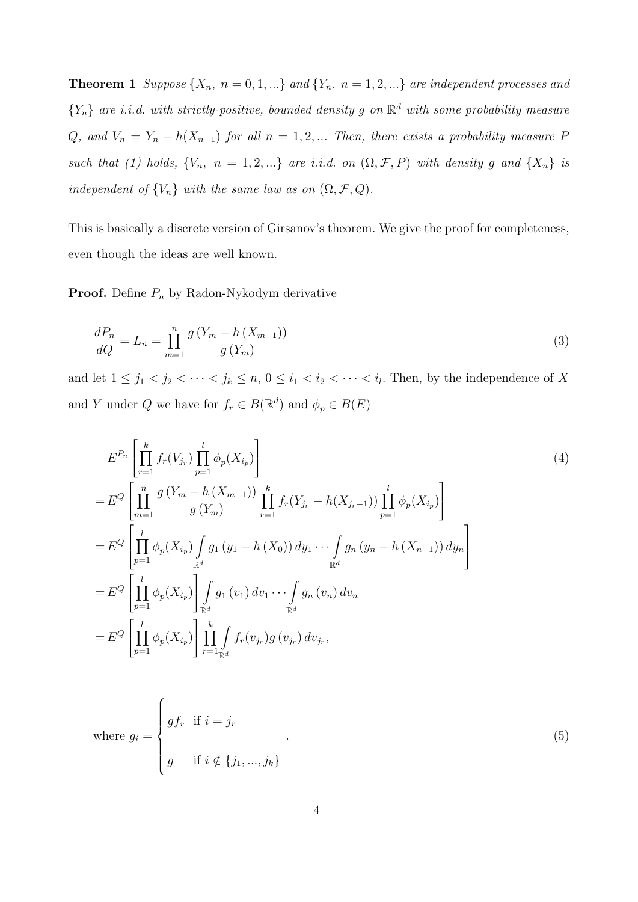**Theorem 1** *Suppose $\{X_n,\ n = 0, 1, ...\}$ and $\{Y_n,\ n = 1, 2, ...\}$ are independent processes and $\{Y_n\}$ are i.i.d. with strictly-positive, bounded density $g$ on $\mathbb{R}^d$ with some probability measure $Q$, and $V_n = Y_n - h(X_{n-1})$ for all $n = 1, 2, ...$ Then, there exists a probability measure $P$ such that (1) holds, $\{V_n,\ n = 1, 2, ...\}$ are i.i.d. on $(\Omega, \mathcal{F}, P)$ with density $g$ and $\{X_n\}$ is independent of $\{V_n\}$ with the same law as on $(\Omega, \mathcal{F}, Q)$.*

This is basically a discrete version of Girsanov's theorem. We give the proof for completeness, even though the ideas are well known.

**Proof.** Define $P_n$ by Radon-Nykodym derivative

$$\frac{dP_n}{dQ} = L_n = \prod_{m=1}^{n} \frac{g\left(Y_m - h\left(X_{m-1}\right)\right)}{g\left(Y_m\right)} \tag{3}$$

and let $1 \leq j_1 < j_2 < \cdots < j_k \leq n$, $0 \leq i_1 < i_2 < \cdots < i_l$. Then, by the independence of $X$ and $Y$ under $Q$ we have for $f_r \in B(\mathbb{R}^d)$ and $\phi_p \in B(E)$

$$\begin{aligned}
& E^{P_n}\left[\prod_{r=1}^{k} f_r(V_{j_r}) \prod_{p=1}^{l} \phi_p(X_{i_p})\right] \\
&= E^{Q}\left[\prod_{m=1}^{n} \frac{g\left(Y_m - h\left(X_{m-1}\right)\right)}{g\left(Y_m\right)} \prod_{r=1}^{k} f_r(Y_{j_r} - h(X_{j_r-1})) \prod_{p=1}^{l} \phi_p(X_{i_p})\right] \\
&= E^{Q}\left[\prod_{p=1}^{l} \phi_p(X_{i_p}) \int_{\mathbb{R}^d} g_1\left(y_1 - h\left(X_0\right)\right) dy_1 \cdots \int_{\mathbb{R}^d} g_n\left(y_n - h\left(X_{n-1}\right)\right) dy_n\right] \\
&= E^{Q}\left[\prod_{p=1}^{l} \phi_p(X_{i_p})\right] \int_{\mathbb{R}^d} g_1\left(v_1\right) dv_1 \cdots \int_{\mathbb{R}^d} g_n\left(v_n\right) dv_n \\
&= E^{Q}\left[\prod_{p=1}^{l} \phi_p(X_{i_p})\right] \prod_{r=1}^{k} \int_{\mathbb{R}^d} f_r(v_{j_r}) g\left(v_{j_r}\right) dv_{j_r},
\end{aligned} \tag{4}$$

$$\text{where } g_i = \begin{cases} g f_r & \text{if } i = j_r \\ g & \text{if } i \notin \{j_1, ..., j_k\} \end{cases}. \tag{5}$$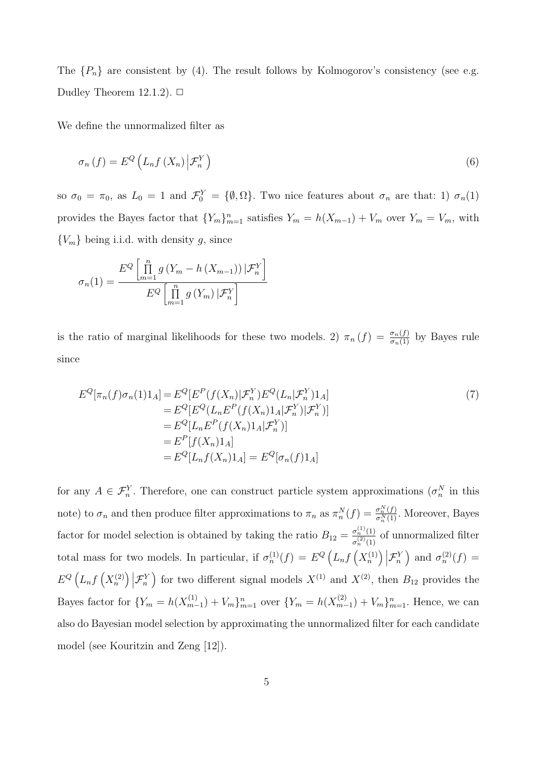The $\{P_n\}$ are consistent by (4). The result follows by Kolmogorov's consistency (see e.g. Dudley Theorem 12.1.2). $\square$

We define the unnormalized filter as

$$
\sigma_n(f) = E^Q\left( L_n f(X_n) \middle| \mathcal{F}_n^Y \right) \tag{6}
$$

so $\sigma_0 = \pi_0$, as $L_0 = 1$ and $\mathcal{F}_0^Y = \{\emptyset, \Omega\}$. Two nice features about $\sigma_n$ are that: 1) $\sigma_n(1)$ provides the Bayes factor that $\{Y_m\}_{m=1}^n$ satisfies $Y_m = h(X_{m-1}) + V_m$ over $Y_m = V_m$, with $\{V_m\}$ being i.i.d. with density $g$, since

$$
\sigma_n(1) = \frac{E^Q\left[ \prod_{m=1}^{n} g\left(Y_m - h\left(X_{m-1}\right)\right) | \mathcal{F}_n^Y \right]}{E^Q\left[ \prod_{m=1}^{n} g\left(Y_m\right) | \mathcal{F}_n^Y \right]}
$$

is the ratio of marginal likelihoods for these two models. 2) $\pi_n(f) = \frac{\sigma_n(f)}{\sigma_n(1)}$ by Bayes rule since

$$
\begin{aligned}
E^Q[\pi_n(f)\sigma_n(1)1_A] &= E^Q[E^P(f(X_n)|\mathcal{F}_n^Y)E^Q(L_n|\mathcal{F}_n^Y)1_A] \\
&= E^Q[E^Q(L_n E^P(f(X_n)1_A|\mathcal{F}_n^Y)|\mathcal{F}_n^Y)] \\
&= E^Q[L_n E^P(f(X_n)1_A|\mathcal{F}_n^Y)] \\
&= E^P[f(X_n)1_A] \\
&= E^Q[L_n f(X_n)1_A] = E^Q[\sigma_n(f)1_A]
\end{aligned} \tag{7}
$$

for any $A \in \mathcal{F}_n^Y$. Therefore, one can construct particle system approximations ($\sigma_n^N$ in this note) to $\sigma_n$ and then produce filter approximations to $\pi_n$ as $\pi_n^N(f) = \frac{\sigma_n^N(f)}{\sigma_n^N(1)}$. Moreover, Bayes factor for model selection is obtained by taking the ratio $B_{12} = \frac{\sigma_n^{(1)}(1)}{\sigma_n^{(2)}(1)}$ of unnormalized filter total mass for two models. In particular, if $\sigma_n^{(1)}(f) = E^Q\left(L_n f\left(X_n^{(1)}\right)\middle|\mathcal{F}_n^Y\right)$ and $\sigma_n^{(2)}(f) = E^Q\left(L_n f\left(X_n^{(2)}\right)\middle|\mathcal{F}_n^Y\right)$ for two different signal models $X^{(1)}$ and $X^{(2)}$, then $B_{12}$ provides the Bayes factor for $\{Y_m = h(X_{m-1}^{(1)}) + V_m\}_{m=1}^n$ over $\{Y_m = h(X_{m-1}^{(2)}) + V_m\}_{m=1}^n$. Hence, we can also do Bayesian model selection by approximating the unnormalized filter for each candidate model (see Kouritzin and Zeng [12]).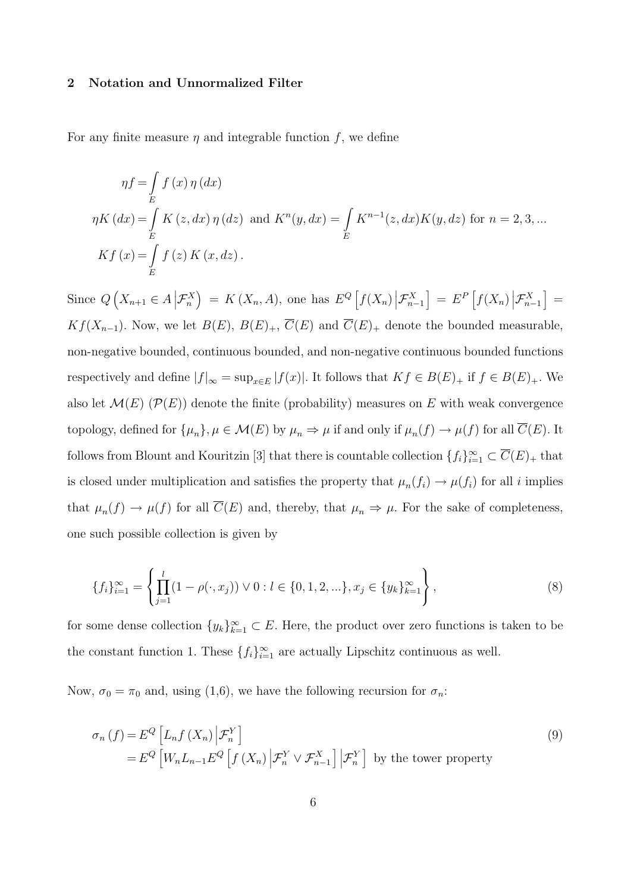## 2 Notation and Unnormalized Filter

For any finite measure $\eta$ and integrable function $f$, we define

$$
\begin{aligned}
\eta f &= \int_E f(x)\,\eta(dx) \\
\eta K(dx) &= \int_E K(z,dx)\,\eta(dz) \text{ and } K^n(y,dx) = \int_E K^{n-1}(z,dx)K(y,dz) \text{ for } n = 2,3,... \\
Kf(x) &= \int_E f(z)\,K(x,dz).
\end{aligned}
$$

Since $Q\left(X_{n+1} \in A \middle| \mathcal{F}_n^X\right) = K(X_n, A)$, one has $E^Q\left[f(X_n)\middle|\mathcal{F}_{n-1}^X\right] = E^P\left[f(X_n)\middle|\mathcal{F}_{n-1}^X\right] = Kf(X_{n-1})$. Now, we let $B(E)$, $B(E)_+$, $\overline{C}(E)$ and $\overline{C}(E)_+$ denote the bounded measurable, non-negative bounded, continuous bounded, and non-negative continuous bounded functions respectively and define $|f|_\infty = \sup_{x\in E}|f(x)|$. It follows that $Kf \in B(E)_+$ if $f \in B(E)_+$. We also let $\mathcal{M}(E)$ ($\mathcal{P}(E)$) denote the finite (probability) measures on $E$ with weak convergence topology, defined for $\{\mu_n\}, \mu \in \mathcal{M}(E)$ by $\mu_n \Rightarrow \mu$ if and only if $\mu_n(f) \to \mu(f)$ for all $\overline{C}(E)$. It follows from Blount and Kouritzin [3] that there is countable collection $\{f_i\}_{i=1}^\infty \subset \overline{C}(E)_+$ that is closed under multiplication and satisfies the property that $\mu_n(f_i) \to \mu(f_i)$ for all $i$ implies that $\mu_n(f) \to \mu(f)$ for all $\overline{C}(E)$ and, thereby, that $\mu_n \Rightarrow \mu$. For the sake of completeness, one such possible collection is given by

$$
\{f_i\}_{i=1}^\infty = \left\{ \prod_{j=1}^{l} (1 - \rho(\cdot, x_j)) \vee 0 : l \in \{0,1,2,...\}, x_j \in \{y_k\}_{k=1}^\infty \right\}, \tag{8}
$$

for some dense collection $\{y_k\}_{k=1}^\infty \subset E$. Here, the product over zero functions is taken to be the constant function 1. These $\{f_i\}_{i=1}^\infty$ are actually Lipschitz continuous as well.

Now, $\sigma_0 = \pi_0$ and, using (1,6), we have the following recursion for $\sigma_n$:

$$
\begin{aligned}
\sigma_n(f) &= E^Q\left[L_n f(X_n) \middle| \mathcal{F}_n^Y\right] \\
&= E^Q\left[W_n L_{n-1} E^Q\left[f(X_n)\middle|\mathcal{F}_n^Y \vee \mathcal{F}_{n-1}^X\right]\middle|\mathcal{F}_n^Y\right] \text{ by the tower property}
\end{aligned} \tag{9}
$$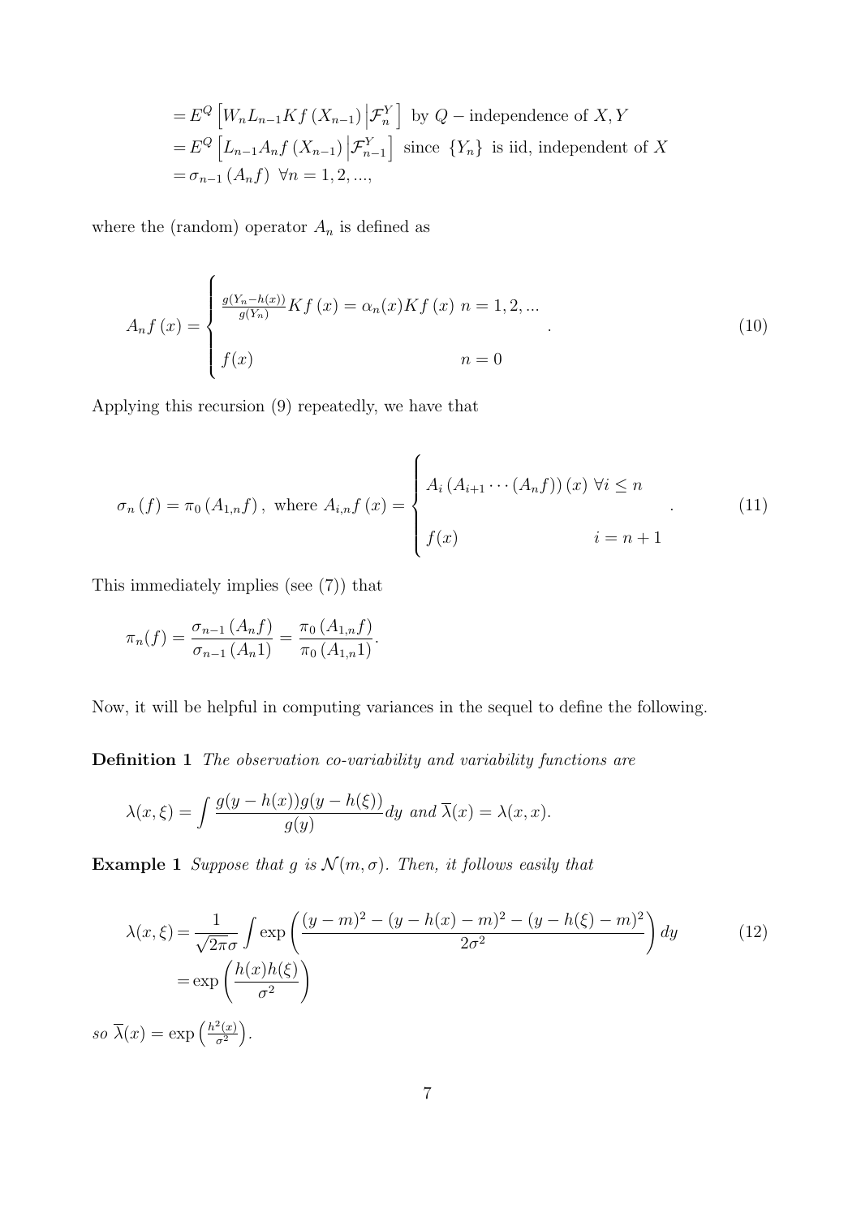$$
\begin{aligned}
&= E^Q\left[W_n L_{n-1} Kf\left(X_{n-1}\right) \Big| \mathcal{F}_n^Y\right] \text{ by } Q-\text{independence of } X, Y \\
&= E^Q\left[L_{n-1} A_n f\left(X_{n-1}\right) \Big| \mathcal{F}_{n-1}^Y\right] \text{ since } \{Y_n\} \text{ is iid, independent of } X \\
&= \sigma_{n-1}\left(A_n f\right) \ \forall n = 1, 2, ...,
\end{aligned}
$$

where the (random) operator $A_n$ is defined as

$$
A_n f(x) = \begin{cases} \frac{g(Y_n - h(x))}{g(Y_n)} Kf(x) = \alpha_n(x) Kf(x) & n = 1, 2, ... \\ f(x) & n = 0 \end{cases}. \tag{10}
$$

Applying this recursion (9) repeatedly, we have that

$$
\sigma_n(f) = \pi_0\left(A_{1,n} f\right), \text{ where } A_{i,n} f(x) = \begin{cases} A_i\left(A_{i+1} \cdots \left(A_n f\right)\right)(x) \ \forall i \le n \\ f(x) & i = n+1 \end{cases}. \tag{11}
$$

This immediately implies (see (7)) that

$$
\pi_n(f) = \frac{\sigma_{n-1}\left(A_n f\right)}{\sigma_{n-1}\left(A_n 1\right)} = \frac{\pi_0\left(A_{1,n} f\right)}{\pi_0\left(A_{1,n} 1\right)}.
$$

Now, it will be helpful in computing variances in the sequel to define the following.

**Definition 1** *The observation co-variability and variability functions are*

$$
\lambda(x, \xi) = \int \frac{g(y - h(x)) g(y - h(\xi))}{g(y)} dy \text{ and } \overline{\lambda}(x) = \lambda(x, x).
$$

**Example 1** *Suppose that $g$ is $\mathcal{N}(m, \sigma)$. Then, it follows easily that*

$$
\begin{aligned}
\lambda(x, \xi) &= \frac{1}{\sqrt{2\pi}\sigma} \int \exp\left(\frac{(y-m)^2 - (y - h(x) - m)^2 - (y - h(\xi) - m)^2}{2\sigma^2}\right) dy \\
&= \exp\left(\frac{h(x) h(\xi)}{\sigma^2}\right)
\end{aligned} \tag{12}
$$

*so* $\overline{\lambda}(x) = \exp\left(\frac{h^2(x)}{\sigma^2}\right)$.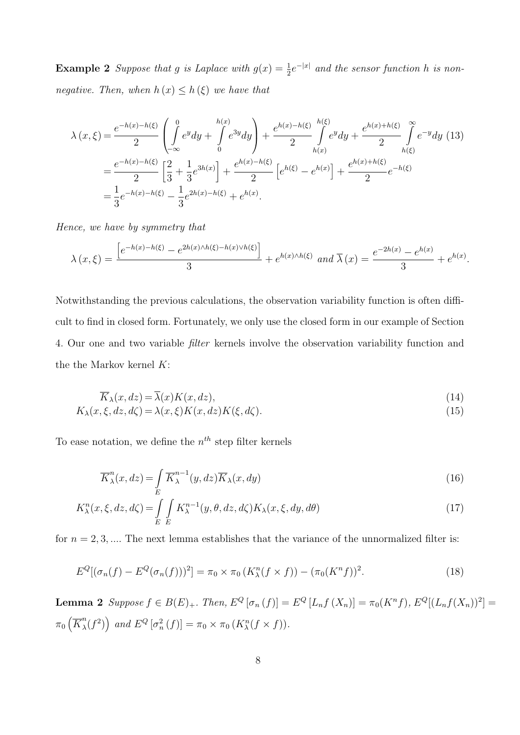**Example 2** *Suppose that $g$ is Laplace with $g(x) = \frac{1}{2}e^{-|x|}$ and the sensor function $h$ is non-negative. Then, when $h(x) \le h(\xi)$ we have that*

$$
\begin{aligned}
\lambda(x,\xi) &= \frac{e^{-h(x)-h(\xi)}}{2}\left(\int_{-\infty}^{0} e^{y}dy + \int_{0}^{h(x)} e^{3y}dy\right) + \frac{e^{h(x)-h(\xi)}}{2}\int_{h(x)}^{h(\xi)} e^{y}dy + \frac{e^{h(x)+h(\xi)}}{2}\int_{h(\xi)}^{\infty} e^{-y}dy \quad (13)\\
&= \frac{e^{-h(x)-h(\xi)}}{2}\left[\frac{2}{3} + \frac{1}{3}e^{3h(x)}\right] + \frac{e^{h(x)-h(\xi)}}{2}\left[e^{h(\xi)} - e^{h(x)}\right] + \frac{e^{h(x)+h(\xi)}}{2}e^{-h(\xi)}\\
&= \frac{1}{3}e^{-h(x)-h(\xi)} - \frac{1}{3}e^{2h(x)-h(\xi)} + e^{h(x)}.
\end{aligned}
$$

*Hence, we have by symmetry that*

$$
\lambda(x,\xi) = \frac{\left[e^{-h(x)-h(\xi)} - e^{2h(x)\wedge h(\xi) - h(x)\vee h(\xi)}\right]}{3} + e^{h(x)\wedge h(\xi)} \text{ and } \overline{\lambda}(x) = \frac{e^{-2h(x)} - e^{h(x)}}{3} + e^{h(x)}.
$$

Notwithstanding the previous calculations, the observation variability function is often difficult to find in closed form. Fortunately, we only use the closed form in our example of Section 4. Our one and two variable *filter* kernels involve the observation variability function and the the Markov kernel $K$:

$$
\overline{K}_\lambda(x,dz) = \overline{\lambda}(x)K(x,dz), \tag{14}
$$

$$
K_\lambda(x,\xi,dz,d\zeta) = \lambda(x,\xi)K(x,dz)K(\xi,d\zeta). \tag{15}
$$

To ease notation, we define the $n^{th}$ step filter kernels

$$
\overline{K}_\lambda^n(x,dz) = \int_E \overline{K}_\lambda^{n-1}(y,dz)\overline{K}_\lambda(x,dy) \tag{16}
$$

$$
K_\lambda^n(x,\xi,dz,d\zeta) = \int_E\int_E K_\lambda^{n-1}(y,\theta,dz,d\zeta)K_\lambda(x,\xi,dy,d\theta) \tag{17}
$$

for $n = 2, 3, \ldots$. The next lemma establishes that the variance of the unnormalized filter is:

$$
E^Q[(\sigma_n(f) - E^Q(\sigma_n(f)))^2] = \pi_0 \times \pi_0\left(K_\lambda^n(f \times f)\right) - (\pi_0(K^n f))^2. \tag{18}
$$

**Lemma 2** *Suppose $f \in B(E)_+$. Then, $E^Q[\sigma_n(f)] = E^Q[L_n f(X_n)] = \pi_0(K^n f)$, $E^Q[(L_n f(X_n))^2] = \pi_0\left(\overline{K}_\lambda^n(f^2)\right)$ and $E^Q[\sigma_n^2(f)] = \pi_0 \times \pi_0\left(K_\lambda^n(f \times f)\right)$.*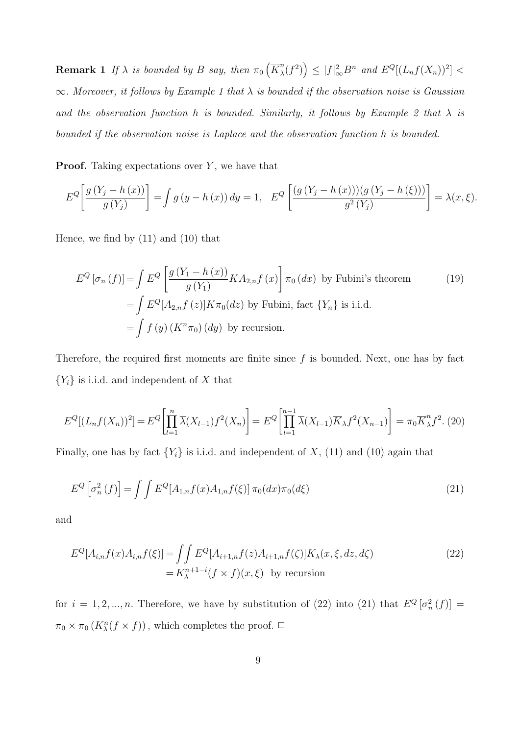**Remark 1** *If $\lambda$ is bounded by $B$ say, then $\pi_0\left(\overline{K}_\lambda^n(f^2)\right) \leq |f|_\infty^2 B^n$ and $E^Q[(L_n f(X_n))^2] < \infty$. Moreover, it follows by Example 1 that $\lambda$ is bounded if the observation noise is Gaussian and the observation function $h$ is bounded. Similarly, it follows by Example 2 that $\lambda$ is bounded if the observation noise is Laplace and the observation function $h$ is bounded.*

**Proof.** Taking expectations over $Y$, we have that

$$E^Q\left[\frac{g\left(Y_j - h\left(x\right)\right)}{g\left(Y_j\right)}\right] = \int g\left(y - h\left(x\right)\right) dy = 1, \quad E^Q\left[\frac{\left(g\left(Y_j - h\left(x\right)\right)\right)\left(g\left(Y_j - h\left(\xi\right)\right)\right)}{g^2\left(Y_j\right)}\right] = \lambda(x, \xi).$$

Hence, we find by (11) and (10) that

$$\begin{aligned}
E^Q\left[\sigma_n\left(f\right)\right] &= \int E^Q\left[\frac{g\left(Y_1 - h\left(x\right)\right)}{g\left(Y_1\right)} K A_{2,n} f\left(x\right)\right] \pi_0\left(dx\right) \text{ by Fubini's theorem} \\
&= \int E^Q[A_{2,n} f\left(z\right)] K \pi_0(dz) \text{ by Fubini, fact } \{Y_n\} \text{ is i.i.d.} \\
&= \int f\left(y\right)\left(K^n \pi_0\right)\left(dy\right) \text{ by recursion.}
\end{aligned} \tag{19}$$

Therefore, the required first moments are finite since $f$ is bounded. Next, one has by fact $\{Y_i\}$ is i.i.d. and independent of $X$ that

$$E^Q[(L_n f(X_n))^2] = E^Q\left[\prod_{l=1}^{n} \overline{\lambda}(X_{l-1}) f^2(X_n)\right] = E^Q\left[\prod_{l=1}^{n-1} \overline{\lambda}(X_{l-1}) \overline{K}_\lambda f^2(X_{n-1})\right] = \pi_0 \overline{K}_\lambda^n f^2. \tag{20}$$

Finally, one has by fact $\{Y_i\}$ is i.i.d. and independent of $X$, (11) and (10) again that

$$E^Q\left[\sigma_n^2\left(f\right)\right] = \int\int E^Q[A_{1,n} f(x) A_{1,n} f(\xi)]\, \pi_0(dx) \pi_0(d\xi) \tag{21}$$

and

$$\begin{aligned}
E^Q[A_{i,n} f(x) A_{i,n} f(\xi)] &= \int\int E^Q[A_{i+1,n} f(z) A_{i+1,n} f(\zeta)] K_\lambda(x, \xi, dz, d\zeta) \\
&= K_\lambda^{n+1-i}(f \times f)(x, \xi) \text{ by recursion}
\end{aligned} \tag{22}$$

for $i = 1, 2, ..., n$. Therefore, we have by substitution of (22) into (21) that $E^Q\left[\sigma_n^2\left(f\right)\right] = \pi_0 \times \pi_0\left(K_\lambda^n(f \times f)\right)$, which completes the proof. $\square$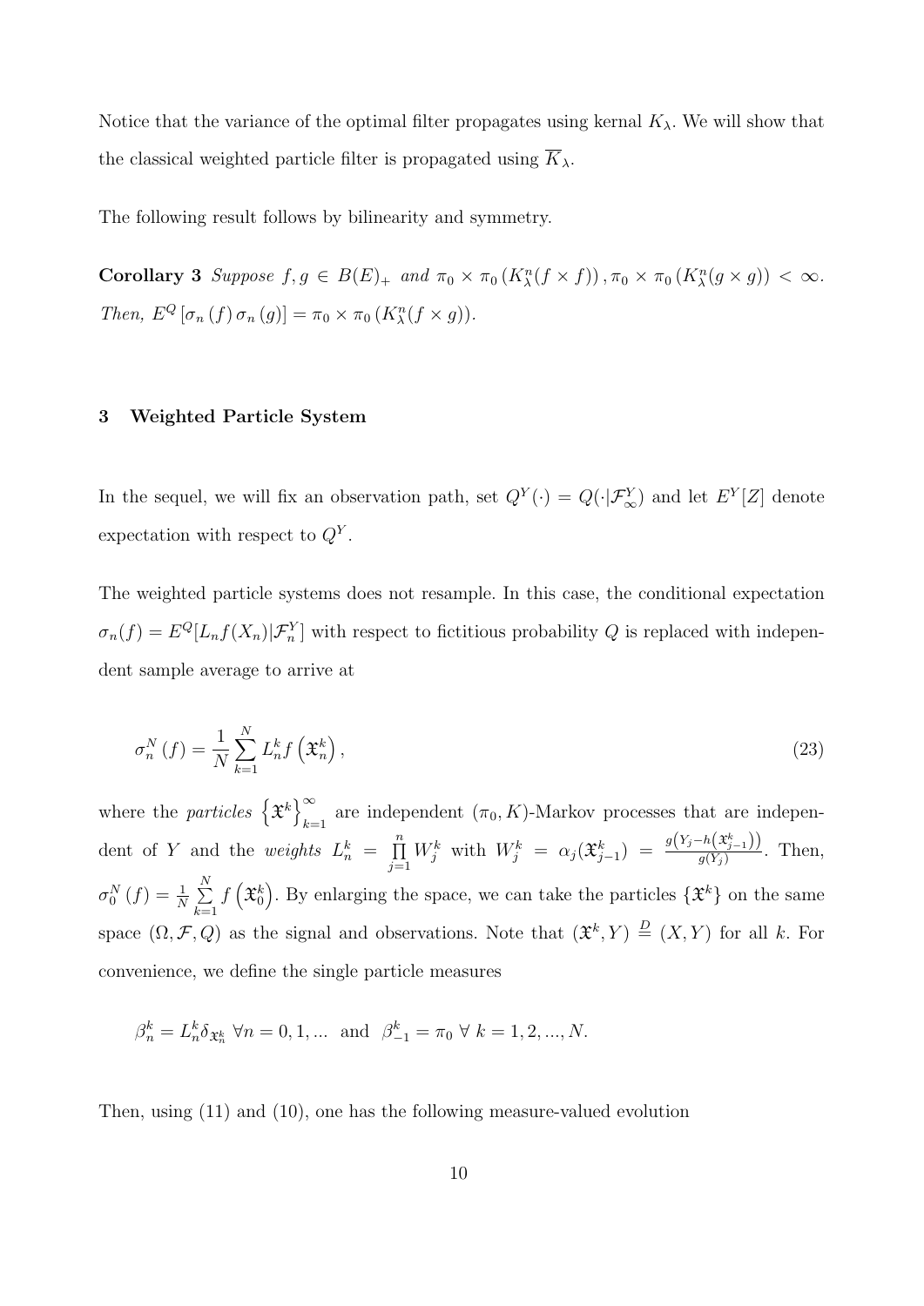Notice that the variance of the optimal filter propagates using kernal $K_\lambda$. We will show that the classical weighted particle filter is propagated using $\overline{K}_\lambda$.

The following result follows by bilinearity and symmetry.

**Corollary 3** *Suppose $f, g \in B(E)_+$ and $\pi_0 \times \pi_0 \left(K_\lambda^n(f \times f)\right), \pi_0 \times \pi_0 \left(K_\lambda^n(g \times g)\right) < \infty$. Then, $E^Q \left[\sigma_n(f)\, \sigma_n(g)\right] = \pi_0 \times \pi_0 \left(K_\lambda^n(f \times g)\right)$.*

## 3 Weighted Particle System

In the sequel, we will fix an observation path, set $Q^Y(\cdot) = Q(\cdot|\mathcal{F}_\infty^Y)$ and let $E^Y[Z]$ denote expectation with respect to $Q^Y$.

The weighted particle systems does not resample. In this case, the conditional expectation $\sigma_n(f) = E^Q[L_n f(X_n)|\mathcal{F}_n^Y]$ with respect to fictitious probability $Q$ is replaced with independent sample average to arrive at

$$
\sigma_n^N(f) = \frac{1}{N} \sum_{k=1}^{N} L_n^k f\left(\mathfrak{X}_n^k\right), \tag{23}
$$

where the *particles* $\left\{\mathfrak{X}^k\right\}_{k=1}^{\infty}$ are independent $(\pi_0, K)$-Markov processes that are independent of $Y$ and the *weights* $L_n^k = \prod_{j=1}^{n} W_j^k$ with $W_j^k = \alpha_j(\mathfrak{X}_{j-1}^k) = \frac{g\left(Y_j - h\left(\mathfrak{X}_{j-1}^k\right)\right)}{g(Y_j)}$. Then, $\sigma_0^N(f) = \frac{1}{N} \sum_{k=1}^{N} f\left(\mathfrak{X}_0^k\right)$. By enlarging the space, we can take the particles $\{\mathfrak{X}^k\}$ on the same space $(\Omega, \mathcal{F}, Q)$ as the signal and observations. Note that $(\mathfrak{X}^k, Y) \stackrel{D}{=} (X, Y)$ for all $k$. For convenience, we define the single particle measures

$$
\beta_n^k = L_n^k \delta_{\mathfrak{X}_n^k} \ \forall n = 0, 1, \ldots \ \text{ and } \ \beta_{-1}^k = \pi_0 \ \forall \ k = 1, 2, \ldots, N.
$$

Then, using (11) and (10), one has the following measure-valued evolution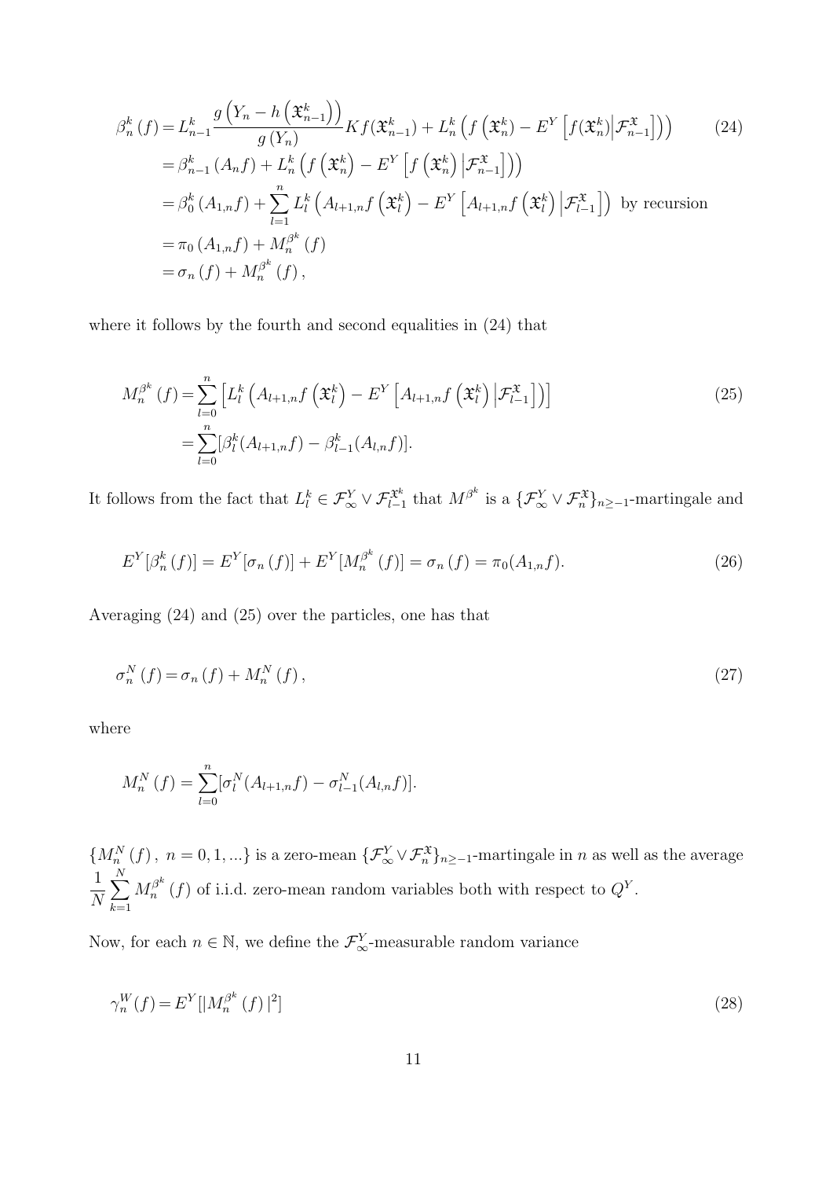$$
\begin{aligned}
\beta_n^k(f) &= L_{n-1}^k \frac{g\left(Y_n - h\left(\mathfrak{X}_{n-1}^k\right)\right)}{g(Y_n)} K f(\mathfrak{X}_{n-1}^k) + L_n^k \left(f\left(\mathfrak{X}_n^k\right) - E^Y\left[f(\mathfrak{X}_n^k)\middle|\mathcal{F}_{n-1}^{\mathfrak{X}}\right]\right) \qquad (24)\\
&= \beta_{n-1}^k(A_n f) + L_n^k\left(f\left(\mathfrak{X}_n^k\right) - E^Y\left[f\left(\mathfrak{X}_n^k\right)\middle|\mathcal{F}_{n-1}^{\mathfrak{X}}\right]\right)\\
&= \beta_0^k(A_{1,n} f) + \sum_{l=1}^n L_l^k\left(A_{l+1,n} f\left(\mathfrak{X}_l^k\right) - E^Y\left[A_{l+1,n} f\left(\mathfrak{X}_l^k\right)\middle|\mathcal{F}_{l-1}^{\mathfrak{X}}\right]\right) \text{ by recursion}\\
&= \pi_0(A_{1,n} f) + M_n^{\beta^k}(f)\\
&= \sigma_n(f) + M_n^{\beta^k}(f),
\end{aligned}
$$

where it follows by the fourth and second equalities in (24) that

$$
\begin{aligned}
M_n^{\beta^k}(f) &= \sum_{l=0}^n \left[L_l^k\left(A_{l+1,n} f\left(\mathfrak{X}_l^k\right) - E^Y\left[A_{l+1,n} f\left(\mathfrak{X}_l^k\right)\middle|\mathcal{F}_{l-1}^{\mathfrak{X}}\right]\right)\right] \qquad (25)\\
&= \sum_{l=0}^n [\beta_l^k(A_{l+1,n} f) - \beta_{l-1}^k(A_{l,n} f)].
\end{aligned}
$$

It follows from the fact that $L_l^k \in \mathcal{F}_\infty^Y \vee \mathcal{F}_{l-1}^{\mathfrak{X}^k}$ that $M^{\beta^k}$ is a $\{\mathcal{F}_\infty^Y \vee \mathcal{F}_n^{\mathfrak{X}}\}_{n \geq -1}$-martingale and

$$
E^Y[\beta_n^k(f)] = E^Y[\sigma_n(f)] + E^Y[M_n^{\beta^k}(f)] = \sigma_n(f) = \pi_0(A_{1,n} f). \qquad (26)
$$

Averaging (24) and (25) over the particles, one has that

$$
\sigma_n^N(f) = \sigma_n(f) + M_n^N(f), \qquad (27)
$$

where

$$
M_n^N(f) = \sum_{l=0}^n [\sigma_l^N(A_{l+1,n} f) - \sigma_{l-1}^N(A_{l,n} f)].
$$

$\{M_n^N(f),\ n = 0, 1, ...\}$ is a zero-mean $\{\mathcal{F}_\infty^Y \vee \mathcal{F}_n^{\mathfrak{X}}\}_{n \geq -1}$-martingale in $n$ as well as the average $\dfrac{1}{N}\displaystyle\sum_{k=1}^N M_n^{\beta^k}(f)$ of i.i.d. zero-mean random variables both with respect to $Q^Y$.

Now, for each $n \in \mathbb{N}$, we define the $\mathcal{F}_\infty^Y$-measurable random variance

$$
\gamma_n^W(f) = E^Y[|M_n^{\beta^k}(f)|^2] \qquad (28)
$$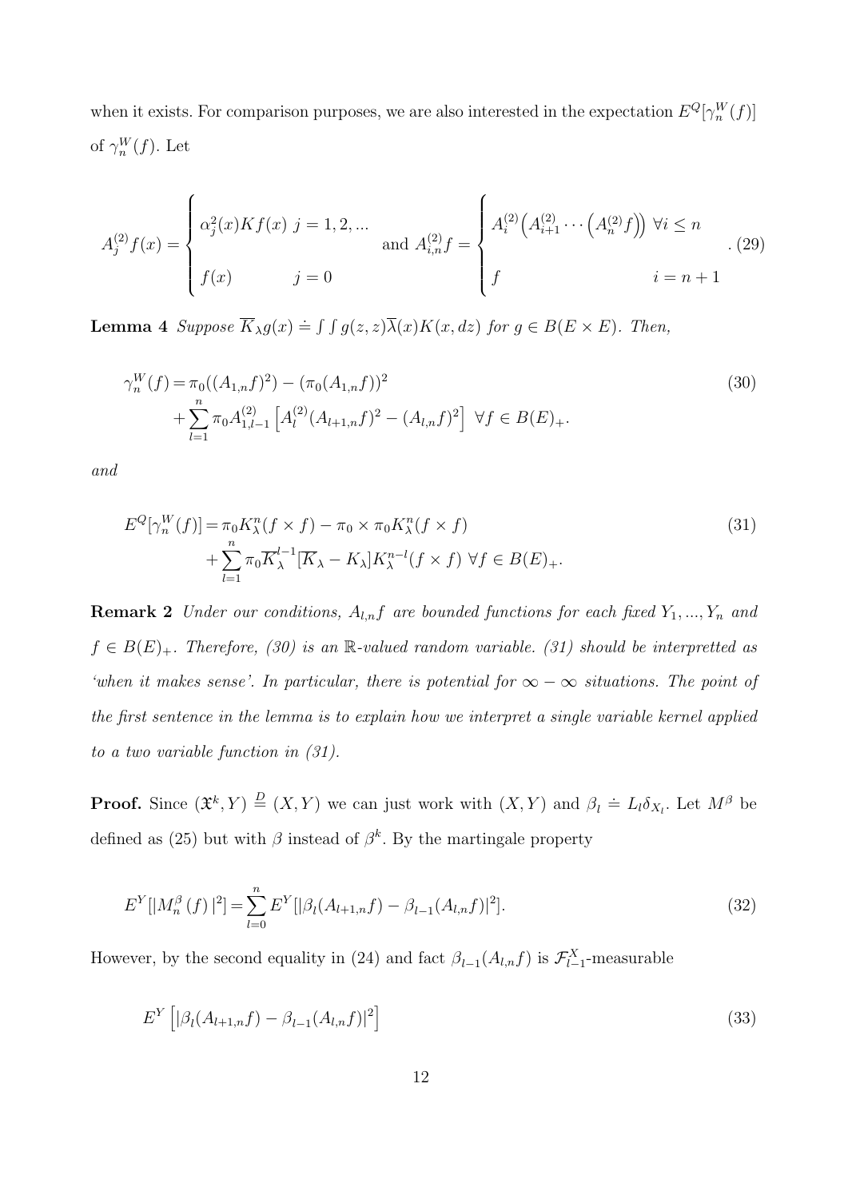when it exists. For comparison purposes, we are also interested in the expectation $E^Q[\gamma_n^W(f)]$ of $\gamma_n^W(f)$. Let

$$
A_j^{(2)}f(x) = \begin{cases} \alpha_j^2(x)Kf(x) & j=1,2,... \\ f(x) & j=0 \end{cases} \quad \text{and } A_{i,n}^{(2)}f = \begin{cases} A_i^{(2)}\Big(A_{i+1}^{(2)}\cdots\Big(A_n^{(2)}f\Big)\Big) & \forall i \le n \\ f & i=n+1 \end{cases}. \tag{29}
$$

**Lemma 4** *Suppose* $\overline{K}_\lambda g(x) \doteq \int\int g(z,z)\overline{\lambda}(x)K(x,dz)$ *for* $g \in B(E\times E)$. *Then,*

$$
\begin{aligned}
\gamma_n^W(f) &= \pi_0((A_{1,n}f)^2) - (\pi_0(A_{1,n}f))^2 \\
&\quad + \sum_{l=1}^n \pi_0 A_{1,l-1}^{(2)}\left[A_l^{(2)}(A_{l+1,n}f)^2 - (A_{l,n}f)^2\right] \ \forall f \in B(E)_+.
\end{aligned} \tag{30}
$$

*and*

$$
\begin{aligned}
E^Q[\gamma_n^W(f)] &= \pi_0 K_\lambda^n(f\times f) - \pi_0 \times \pi_0 K_\lambda^n(f\times f) \\
&\quad + \sum_{l=1}^n \pi_0 \overline{K}_\lambda^{l-1}[\overline{K}_\lambda - K_\lambda]K_\lambda^{n-l}(f\times f) \ \forall f \in B(E)_+.
\end{aligned} \tag{31}
$$

**Remark 2** *Under our conditions,* $A_{l,n}f$ *are bounded functions for each fixed* $Y_1,...,Y_n$ *and* $f \in B(E)_+$. *Therefore, (30) is an* $\mathbb{R}$*-valued random variable. (31) should be interpretted as 'when it makes sense'. In particular, there is potential for* $\infty - \infty$ *situations. The point of the first sentence in the lemma is to explain how we interpret a single variable kernel applied to a two variable function in (31).*

**Proof.** Since $(\mathfrak{X}^k, Y) \stackrel{D}{=} (X,Y)$ we can just work with $(X,Y)$ and $\beta_l \doteq L_l\delta_{X_l}$. Let $M^\beta$ be defined as (25) but with $\beta$ instead of $\beta^k$. By the martingale property

$$
E^Y[|M_n^\beta(f)|^2] = \sum_{l=0}^n E^Y[|\beta_l(A_{l+1,n}f) - \beta_{l-1}(A_{l,n}f)|^2]. \tag{32}
$$

However, by the second equality in (24) and fact $\beta_{l-1}(A_{l,n}f)$ is $\mathcal{F}_{l-1}^X$-measurable

$$
E^Y\left[|\beta_l(A_{l+1,n}f) - \beta_{l-1}(A_{l,n}f)|^2\right] \tag{33}
$$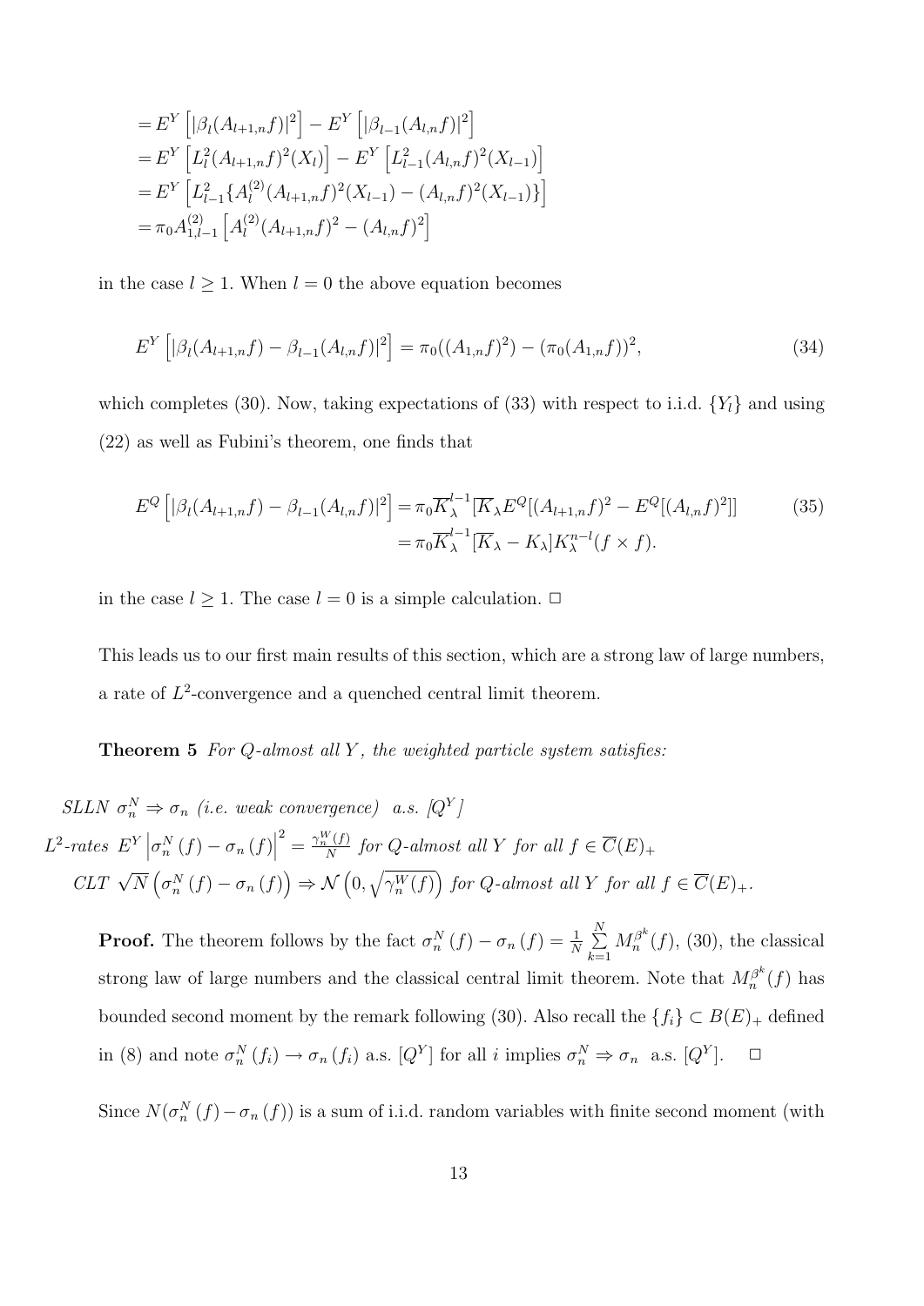$$
\begin{aligned}
&= E^Y\left[|\beta_l(A_{l+1,n}f)|^2\right] - E^Y\left[|\beta_{l-1}(A_{l,n}f)|^2\right] \\
&= E^Y\left[L_l^2(A_{l+1,n}f)^2(X_l)\right] - E^Y\left[L_{l-1}^2(A_{l,n}f)^2(X_{l-1})\right] \\
&= E^Y\left[L_{l-1}^2\{A_l^{(2)}(A_{l+1,n}f)^2(X_{l-1}) - (A_{l,n}f)^2(X_{l-1})\}\right] \\
&= \pi_0 A_{1,l-1}^{(2)}\left[A_l^{(2)}(A_{l+1,n}f)^2 - (A_{l,n}f)^2\right]
\end{aligned}
$$

in the case $l \geq 1$. When $l = 0$ the above equation becomes

$$
E^Y\left[|\beta_l(A_{l+1,n}f) - \beta_{l-1}(A_{l,n}f)|^2\right] = \pi_0((A_{1,n}f)^2) - (\pi_0(A_{1,n}f))^2, \tag{34}
$$

which completes (30). Now, taking expectations of (33) with respect to i.i.d. $\{Y_l\}$ and using (22) as well as Fubini's theorem, one finds that

$$
\begin{aligned}
E^Q\left[|\beta_l(A_{l+1,n}f) - \beta_{l-1}(A_{l,n}f)|^2\right] &= \pi_0 \overline{K}_\lambda^{l-1}[\overline{K}_\lambda E^Q[(A_{l+1,n}f)^2 - E^Q[(A_{l,n}f)^2]] \\
&= \pi_0 \overline{K}_\lambda^{l-1}[\overline{K}_\lambda - K_\lambda]K_\lambda^{n-l}(f \times f).
\end{aligned} \tag{35}
$$

in the case $l \geq 1$. The case $l = 0$ is a simple calculation. $\square$

This leads us to our first main results of this section, which are a strong law of large numbers, a rate of $L^2$-convergence and a quenched central limit theorem.

**Theorem 5** *For $Q$-almost all $Y$, the weighted particle system satisfies:*

*SLLN* $\sigma_n^N \Rightarrow \sigma_n$ *(i.e. weak convergence) a.s. $[Q^Y]$*

*$L^2$-rates* $E^Y\left|\sigma_n^N(f) - \sigma_n(f)\right|^2 = \frac{\gamma_n^W(f)}{N}$ *for $Q$-almost all $Y$ for all $f \in \overline{C}(E)_+$*

*CLT* $\sqrt{N}\left(\sigma_n^N(f) - \sigma_n(f)\right) \Rightarrow \mathcal{N}\left(0, \sqrt{\gamma_n^W(f)}\right)$ *for $Q$-almost all $Y$ for all $f \in \overline{C}(E)_+$.*

**Proof.** The theorem follows by the fact $\sigma_n^N(f) - \sigma_n(f) = \frac{1}{N}\sum_{k=1}^{N} M_n^{\beta^k}(f)$, (30), the classical strong law of large numbers and the classical central limit theorem. Note that $M_n^{\beta^k}(f)$ has bounded second moment by the remark following (30). Also recall the $\{f_i\} \subset B(E)_+$ defined in (8) and note $\sigma_n^N(f_i) \to \sigma_n(f_i)$ a.s. $[Q^Y]$ for all $i$ implies $\sigma_n^N \Rightarrow \sigma_n$ a.s. $[Q^Y]$. $\square$

Since $N(\sigma_n^N(f) - \sigma_n(f))$ is a sum of i.i.d. random variables with finite second moment (with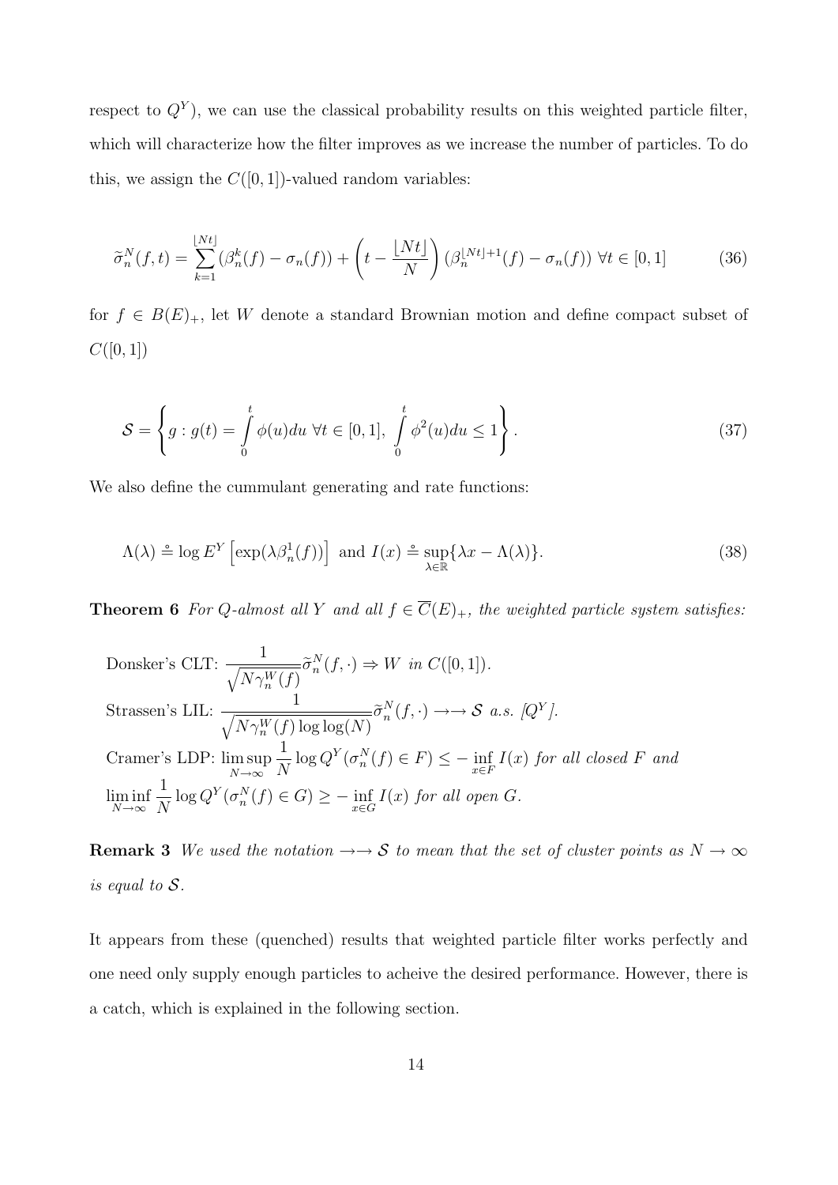respect to $Q^Y$), we can use the classical probability results on this weighted particle filter, which will characterize how the filter improves as we increase the number of particles. To do this, we assign the $C([0,1])$-valued random variables:

$$\widetilde{\sigma}_n^N(f,t) = \sum_{k=1}^{\lfloor Nt \rfloor} (\beta_n^k(f) - \sigma_n(f)) + \left(t - \frac{\lfloor Nt \rfloor}{N}\right) (\beta_n^{\lfloor Nt \rfloor + 1}(f) - \sigma_n(f)) \ \forall t \in [0,1] \tag{36}$$

for $f \in B(E)_+$, let $W$ denote a standard Brownian motion and define compact subset of $C([0,1])$

$$\mathcal{S} = \left\{ g : g(t) = \int_0^t \phi(u) du \ \forall t \in [0,1], \ \int_0^t \phi^2(u) du \leq 1 \right\}. \tag{37}$$

We also define the cummulant generating and rate functions:

$$\Lambda(\lambda) \doteq \log E^Y \left[ \exp(\lambda \beta_n^1(f)) \right] \text{ and } I(x) \doteq \sup_{\lambda \in \mathbb{R}} \{\lambda x - \Lambda(\lambda)\}. \tag{38}$$

**Theorem 6** *For $Q$-almost all $Y$ and all $f \in \overline{C}(E)_+$, the weighted particle system satisfies:*

Donsker's CLT: $\dfrac{1}{\sqrt{N \gamma_n^W(f)}} \widetilde{\sigma}_n^N(f, \cdot) \Rightarrow W$ *in* $C([0,1])$.

Strassen's LIL: $\dfrac{1}{\sqrt{N \gamma_n^W(f) \log\log(N)}} \widetilde{\sigma}_n^N(f, \cdot) \to\to \mathcal{S}$ *a.s.* $[Q^Y]$.

Cramer's LDP: $\limsup\limits_{N \to \infty} \dfrac{1}{N} \log Q^Y(\sigma_n^N(f) \in F) \leq -\inf\limits_{x \in F} I(x)$ *for all closed* $F$ *and* $\liminf\limits_{N \to \infty} \dfrac{1}{N} \log Q^Y(\sigma_n^N(f) \in G) \geq -\inf\limits_{x \in G} I(x)$ *for all open* $G$.

**Remark 3** *We used the notation $\to\to \mathcal{S}$ to mean that the set of cluster points as $N \to \infty$ is equal to $\mathcal{S}$.*

It appears from these (quenched) results that weighted particle filter works perfectly and one need only supply enough particles to acheive the desired performance. However, there is a catch, which is explained in the following section.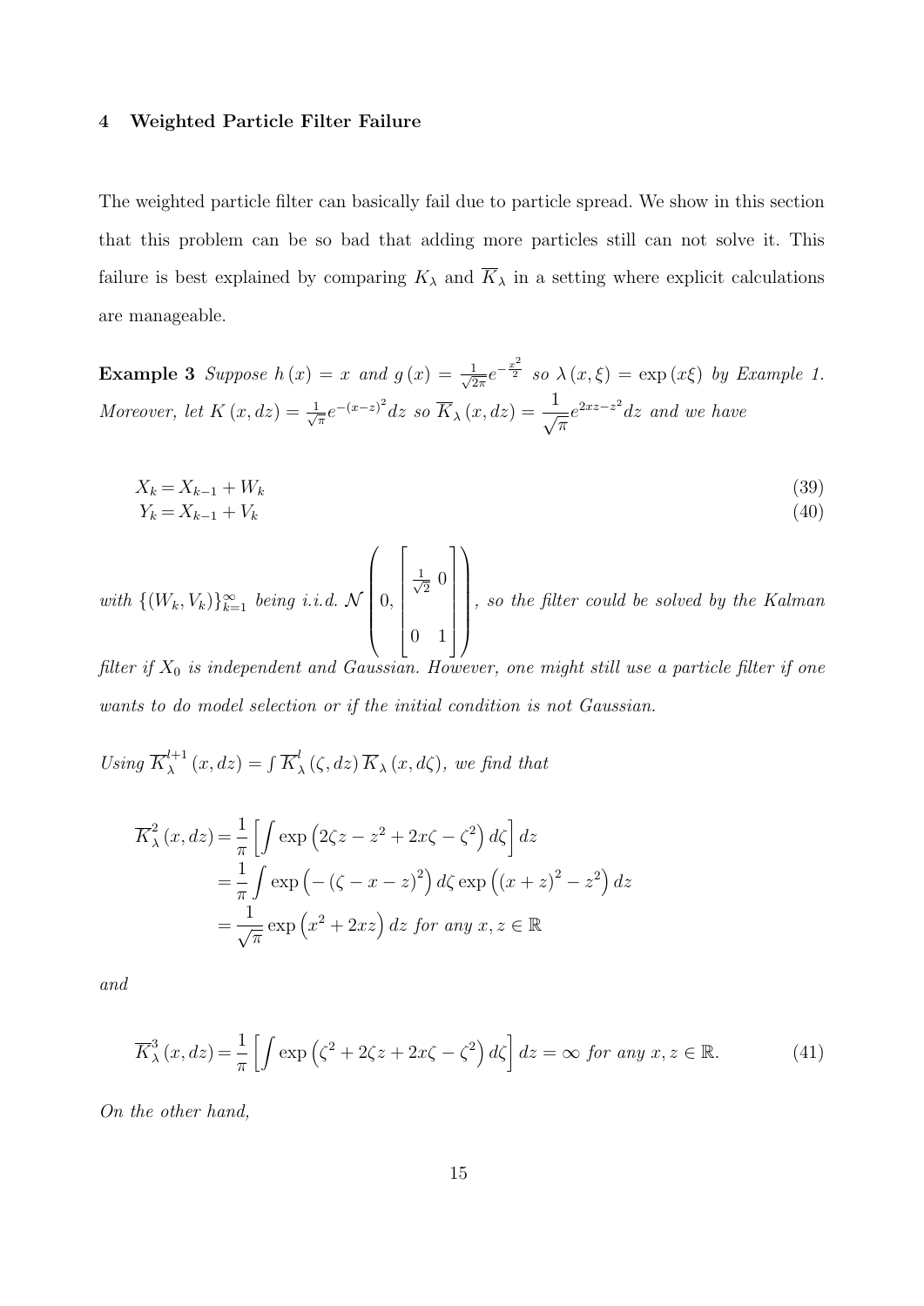## 4 Weighted Particle Filter Failure

The weighted particle filter can basically fail due to particle spread. We show in this section that this problem can be so bad that adding more particles still can not solve it. This failure is best explained by comparing $K_\lambda$ and $\overline{K}_\lambda$ in a setting where explicit calculations are manageable.

**Example 3** *Suppose $h(x) = x$ and $g(x) = \frac{1}{\sqrt{2\pi}} e^{-\frac{x^2}{2}}$ so $\lambda(x,\xi) = \exp(x\xi)$ by Example 1. Moreover, let $K(x,dz) = \frac{1}{\sqrt{\pi}} e^{-(x-z)^2} dz$ so $\overline{K}_\lambda(x,dz) = \dfrac{1}{\sqrt{\pi}} e^{2xz - z^2} dz$ and we have*

$$
\begin{aligned}
X_k &= X_{k-1} + W_k && (39)\\
Y_k &= X_{k-1} + V_k && (40)
\end{aligned}
$$

*with $\{(W_k, V_k)\}_{k=1}^\infty$ being i.i.d. $\mathcal{N}\left(0, \begin{bmatrix} \frac{1}{\sqrt{2}} & 0 \\ 0 & 1 \end{bmatrix}\right)$, so the filter could be solved by the Kalman filter if $X_0$ is independent and Gaussian. However, one might still use a particle filter if one wants to do model selection or if the initial condition is not Gaussian.*

*Using $\overline{K}_\lambda^{l+1}(x,dz) = \int \overline{K}_\lambda^l(\zeta,dz)\,\overline{K}_\lambda(x,d\zeta)$, we find that*

$$
\begin{aligned}
\overline{K}_\lambda^2(x,dz) &= \frac{1}{\pi}\left[\int \exp\left(2\zeta z - z^2 + 2x\zeta - \zeta^2\right) d\zeta\right] dz \\
&= \frac{1}{\pi}\int \exp\left(-(\zeta - x - z)^2\right) d\zeta \exp\left((x+z)^2 - z^2\right) dz \\
&= \frac{1}{\sqrt{\pi}} \exp\left(x^2 + 2xz\right) dz \text{ for any } x, z \in \mathbb{R}
\end{aligned}
$$

*and*

$$
\overline{K}_\lambda^3(x,dz) = \frac{1}{\pi}\left[\int \exp\left(\zeta^2 + 2\zeta z + 2x\zeta - \zeta^2\right) d\zeta\right] dz = \infty \text{ for any } x, z \in \mathbb{R}. \tag{41}
$$

*On the other hand,*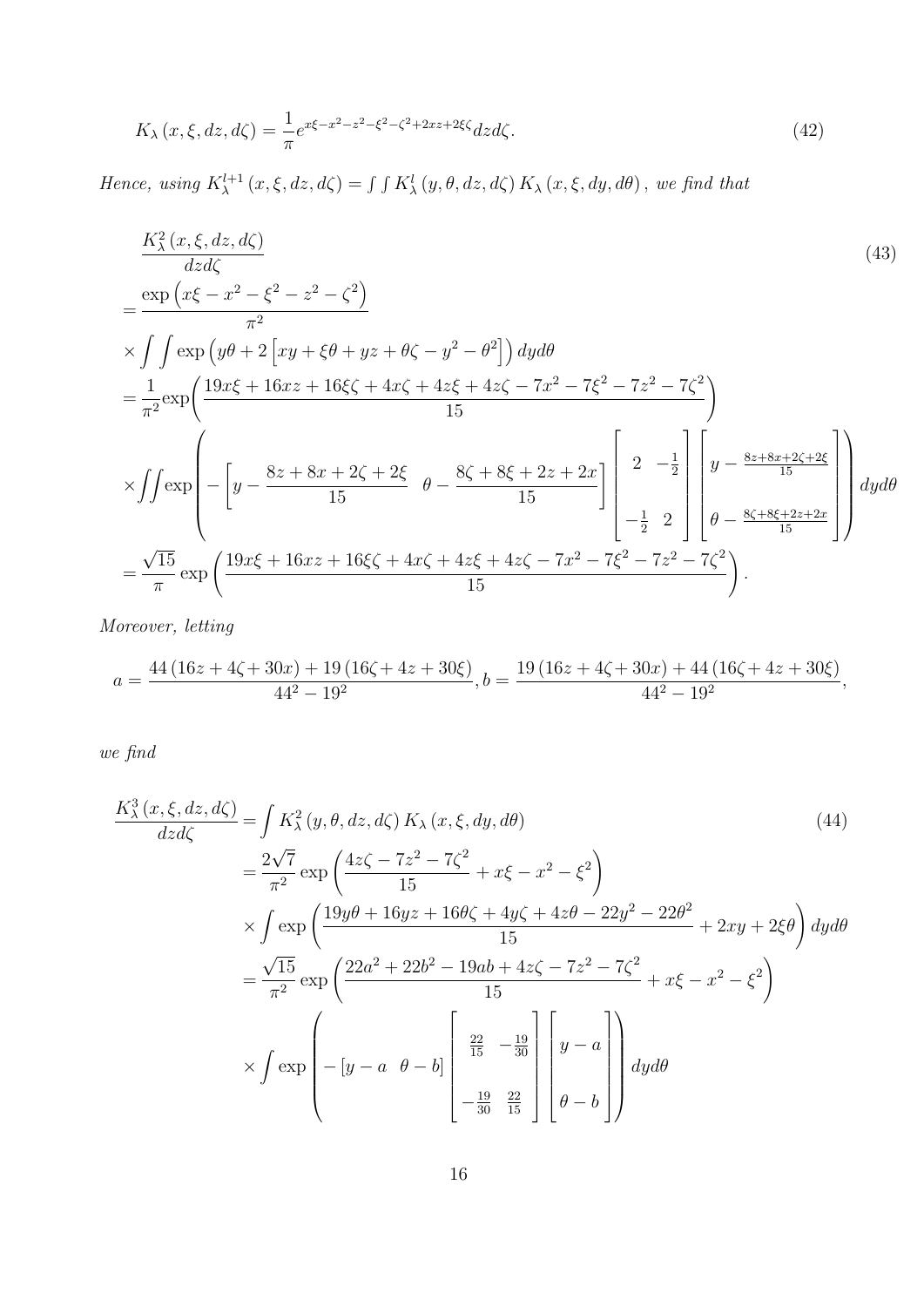$$K_\lambda(x,\xi,dz,d\zeta) = \frac{1}{\pi} e^{x\xi - x^2 - z^2 - \xi^2 - \zeta^2 + 2xz + 2\xi\zeta} dz d\zeta. \tag{42}$$

*Hence, using* $K_\lambda^{l+1}(x,\xi,dz,d\zeta) = \int\int K_\lambda^l(y,\theta,dz,d\zeta) K_\lambda(x,\xi,dy,d\theta)$, *we find that*

$$\begin{aligned}
&\frac{K_\lambda^2(x,\xi,dz,d\zeta)}{dzd\zeta} \\
&= \frac{\exp\left(x\xi - x^2 - \xi^2 - z^2 - \zeta^2\right)}{\pi^2} \\
&\times \int\int \exp\left(y\theta + 2\left[xy + \xi\theta + yz + \theta\zeta - y^2 - \theta^2\right]\right) dyd\theta \\
&= \frac{1}{\pi^2}\exp\left(\frac{19x\xi + 16xz + 16\xi\zeta + 4x\zeta + 4z\xi + 4z\zeta - 7x^2 - 7\xi^2 - 7z^2 - 7\zeta^2}{15}\right) \\
&\times \int\int \exp\left(-\begin{bmatrix} y - \frac{8z+8x+2\zeta+2\xi}{15} & \theta - \frac{8\zeta+8\xi+2z+2x}{15}\end{bmatrix}\begin{bmatrix} 2 & -\frac{1}{2} \\ -\frac{1}{2} & 2\end{bmatrix}\begin{bmatrix} y - \frac{8z+8x+2\zeta+2\xi}{15} \\ \theta - \frac{8\zeta+8\xi+2z+2x}{15}\end{bmatrix}\right) dyd\theta \\
&= \frac{\sqrt{15}}{\pi}\exp\left(\frac{19x\xi + 16xz + 16\xi\zeta + 4x\zeta + 4z\xi + 4z\zeta - 7x^2 - 7\xi^2 - 7z^2 - 7\zeta^2}{15}\right).
\end{aligned} \tag{43}$$

*Moreover, letting*

$$a = \frac{44\left(16z + 4\zeta + 30x\right) + 19\left(16\zeta + 4z + 30\xi\right)}{44^2 - 19^2}, b = \frac{19\left(16z + 4\zeta + 30x\right) + 44\left(16\zeta + 4z + 30\xi\right)}{44^2 - 19^2},$$

*we find*

$$\begin{aligned}
\frac{K_\lambda^3(x,\xi,dz,d\zeta)}{dzd\zeta} &= \int K_\lambda^2(y,\theta,dz,d\zeta) K_\lambda(x,\xi,dy,d\theta) \\
&= \frac{2\sqrt{7}}{\pi^2}\exp\left(\frac{4z\zeta - 7z^2 - 7\zeta^2}{15} + x\xi - x^2 - \xi^2\right) \\
&\times \int \exp\left(\frac{19y\theta + 16yz + 16\theta\zeta + 4y\zeta + 4z\theta - 22y^2 - 22\theta^2}{15} + 2xy + 2\xi\theta\right) dyd\theta \\
&= \frac{\sqrt{15}}{\pi^2}\exp\left(\frac{22a^2 + 22b^2 - 19ab + 4z\zeta - 7z^2 - 7\zeta^2}{15} + x\xi - x^2 - \xi^2\right) \\
&\times \int \exp\left(-\begin{bmatrix} y - a & \theta - b\end{bmatrix}\begin{bmatrix} \frac{22}{15} & -\frac{19}{30} \\ -\frac{19}{30} & \frac{22}{15}\end{bmatrix}\begin{bmatrix} y - a \\ \theta - b\end{bmatrix}\right) dyd\theta
\end{aligned} \tag{44}$$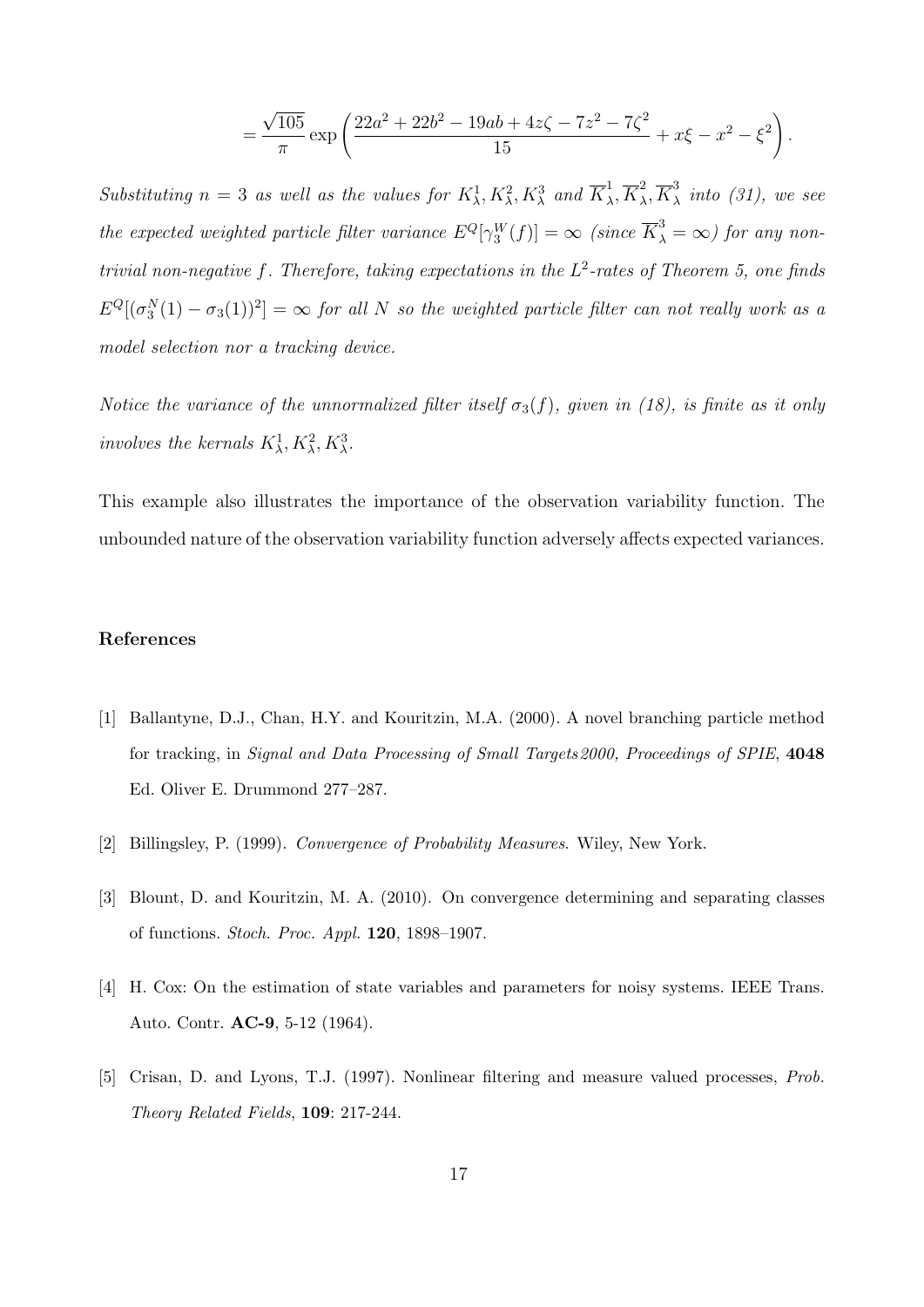$$= \frac{\sqrt{105}}{\pi} \exp\left( \frac{22a^2 + 22b^2 - 19ab + 4z\zeta - 7z^2 - 7\zeta^2}{15} + x\xi - x^2 - \xi^2 \right).$$

*Substituting $n = 3$ as well as the values for $K_\lambda^1, K_\lambda^2, K_\lambda^3$ and $\overline{K}_\lambda^1, \overline{K}_\lambda^2, \overline{K}_\lambda^3$ into (31), we see the expected weighted particle filter variance $E^Q[\gamma_3^W(f)] = \infty$ (since $\overline{K}_\lambda^3 = \infty$) for any non-trivial non-negative $f$. Therefore, taking expectations in the $L^2$-rates of Theorem 5, one finds $E^Q[(\sigma_3^N(1) - \sigma_3(1))^2] = \infty$ for all $N$ so the weighted particle filter can not really work as a model selection nor a tracking device.*

*Notice the variance of the unnormalized filter itself $\sigma_3(f)$, given in (18), is finite as it only involves the kernals $K_\lambda^1, K_\lambda^2, K_\lambda^3$.*

This example also illustrates the importance of the observation variability function. The unbounded nature of the observation variability function adversely affects expected variances.

## References

[1] Ballantyne, D.J., Chan, H.Y. and Kouritzin, M.A. (2000). A novel branching particle method for tracking, in *Signal and Data Processing of Small Targets2000, Proceedings of SPIE*, **4048** Ed. Oliver E. Drummond 277–287.

[2] Billingsley, P. (1999). *Convergence of Probability Measures*. Wiley, New York.

[3] Blount, D. and Kouritzin, M. A. (2010). On convergence determining and separating classes of functions. *Stoch. Proc. Appl.* **120**, 1898–1907.

[4] H. Cox: On the estimation of state variables and parameters for noisy systems. IEEE Trans. Auto. Contr. **AC-9**, 5-12 (1964).

[5] Crisan, D. and Lyons, T.J. (1997). Nonlinear filtering and measure valued processes, *Prob. Theory Related Fields*, **109**: 217-244.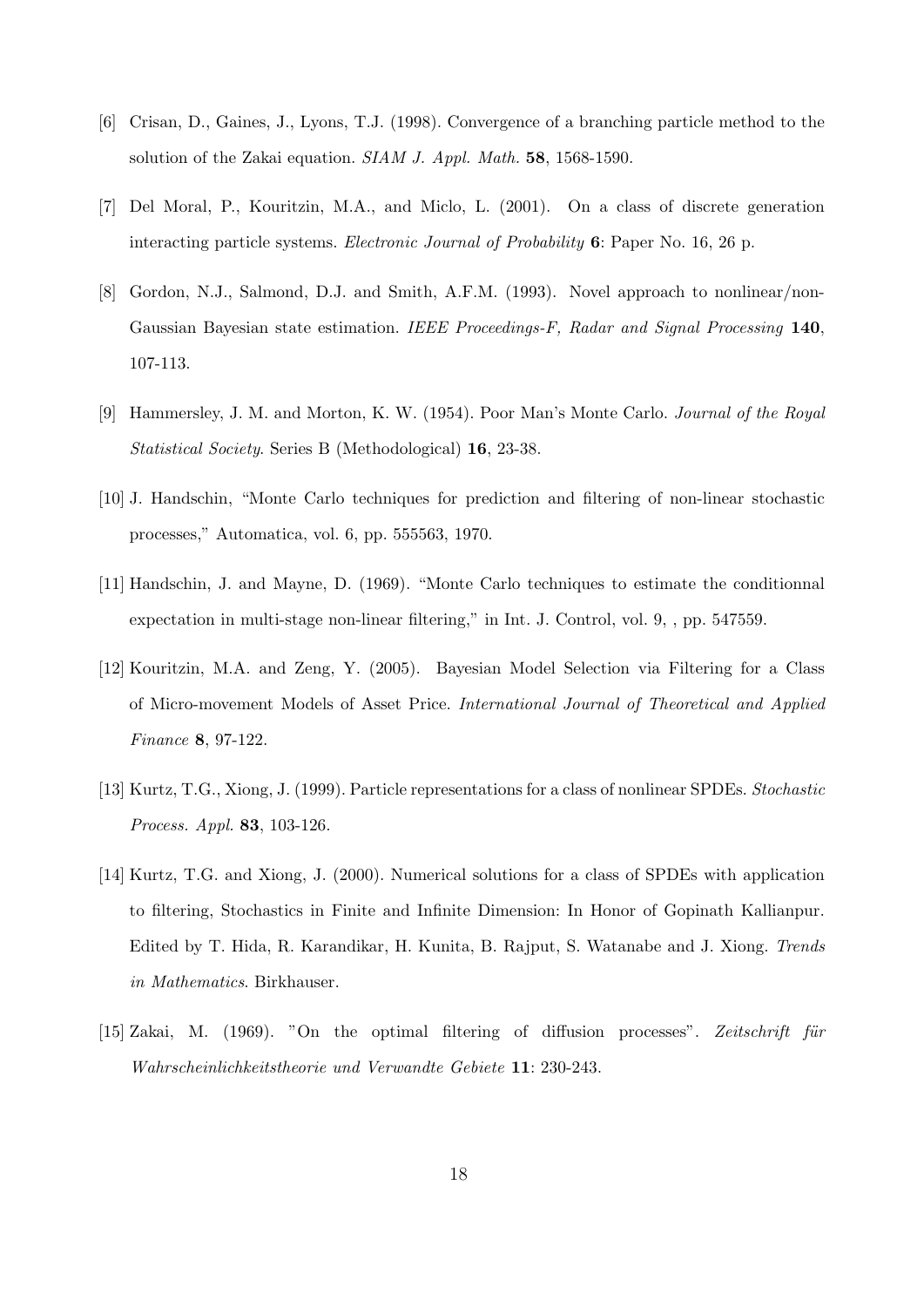[6] Crisan, D., Gaines, J., Lyons, T.J. (1998). Convergence of a branching particle method to the solution of the Zakai equation. *SIAM J. Appl. Math.* **58**, 1568-1590.

[7] Del Moral, P., Kouritzin, M.A., and Miclo, L. (2001). On a class of discrete generation interacting particle systems. *Electronic Journal of Probability* **6**: Paper No. 16, 26 p.

[8] Gordon, N.J., Salmond, D.J. and Smith, A.F.M. (1993). Novel approach to nonlinear/non-Gaussian Bayesian state estimation. *IEEE Proceedings-F, Radar and Signal Processing* **140**, 107-113.

[9] Hammersley, J. M. and Morton, K. W. (1954). Poor Man's Monte Carlo. *Journal of the Royal Statistical Society*. Series B (Methodological) **16**, 23-38.

[10] J. Handschin, "Monte Carlo techniques for prediction and filtering of non-linear stochastic processes," Automatica, vol. 6, pp. 555563, 1970.

[11] Handschin, J. and Mayne, D. (1969). "Monte Carlo techniques to estimate the conditionnal expectation in multi-stage non-linear filtering," in Int. J. Control, vol. 9, , pp. 547559.

[12] Kouritzin, M.A. and Zeng, Y. (2005). Bayesian Model Selection via Filtering for a Class of Micro-movement Models of Asset Price. *International Journal of Theoretical and Applied Finance* **8**, 97-122.

[13] Kurtz, T.G., Xiong, J. (1999). Particle representations for a class of nonlinear SPDEs. *Stochastic Process. Appl.* **83**, 103-126.

[14] Kurtz, T.G. and Xiong, J. (2000). Numerical solutions for a class of SPDEs with application to filtering, Stochastics in Finite and Infinite Dimension: In Honor of Gopinath Kallianpur. Edited by T. Hida, R. Karandikar, H. Kunita, B. Rajput, S. Watanabe and J. Xiong. *Trends in Mathematics*. Birkhauser.

[15] Zakai, M. (1969). "On the optimal filtering of diffusion processes". *Zeitschrift für Wahrscheinlichkeitstheorie und Verwandte Gebiete* **11**: 230-243.